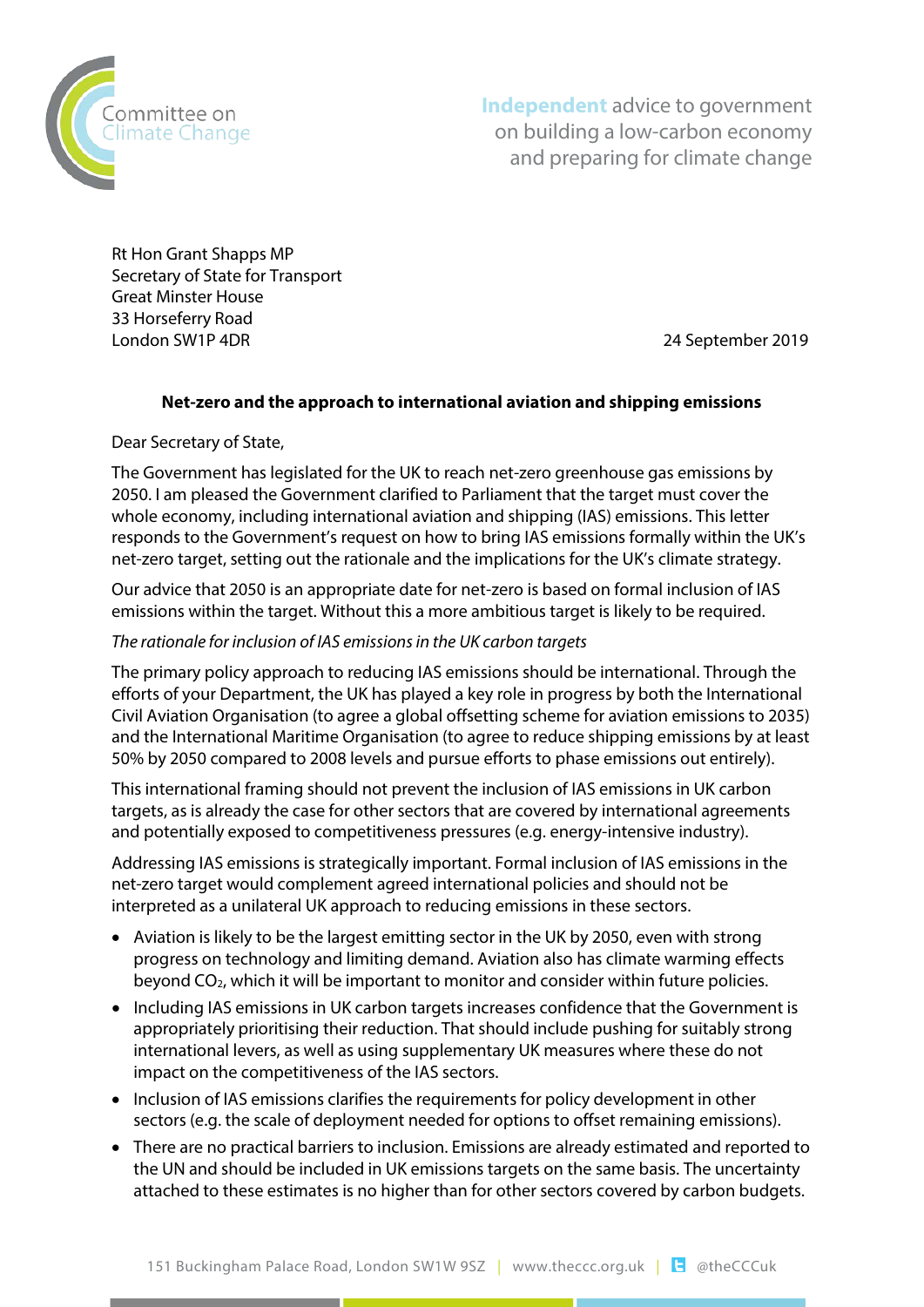Committee on Climate Change

**Independent** advice to government on building a low-carbon economy and preparing for climate change

Rt Hon Grant Shapps MP
Secretary of State for Transport
Great Minster House
33 Horseferry Road
London SW1P 4DR

24 September 2019

**Net-zero and the approach to international aviation and shipping emissions**

Dear Secretary of State,

The Government has legislated for the UK to reach net-zero greenhouse gas emissions by 2050. I am pleased the Government clarified to Parliament that the target must cover the whole economy, including international aviation and shipping (IAS) emissions. This letter responds to the Government's request on how to bring IAS emissions formally within the UK's net-zero target, setting out the rationale and the implications for the UK's climate strategy.

Our advice that 2050 is an appropriate date for net-zero is based on formal inclusion of IAS emissions within the target. Without this a more ambitious target is likely to be required.

*The rationale for inclusion of IAS emissions in the UK carbon targets*

The primary policy approach to reducing IAS emissions should be international. Through the efforts of your Department, the UK has played a key role in progress by both the International Civil Aviation Organisation (to agree a global offsetting scheme for aviation emissions to 2035) and the International Maritime Organisation (to agree to reduce shipping emissions by at least 50% by 2050 compared to 2008 levels and pursue efforts to phase emissions out entirely).

This international framing should not prevent the inclusion of IAS emissions in UK carbon targets, as is already the case for other sectors that are covered by international agreements and potentially exposed to competitiveness pressures (e.g. energy-intensive industry).

Addressing IAS emissions is strategically important. Formal inclusion of IAS emissions in the net-zero target would complement agreed international policies and should not be interpreted as a unilateral UK approach to reducing emissions in these sectors.

- Aviation is likely to be the largest emitting sector in the UK by 2050, even with strong progress on technology and limiting demand. Aviation also has climate warming effects beyond $CO_2$, which it will be important to monitor and consider within future policies.
- Including IAS emissions in UK carbon targets increases confidence that the Government is appropriately prioritising their reduction. That should include pushing for suitably strong international levers, as well as using supplementary UK measures where these do not impact on the competitiveness of the IAS sectors.
- Inclusion of IAS emissions clarifies the requirements for policy development in other sectors (e.g. the scale of deployment needed for options to offset remaining emissions).
- There are no practical barriers to inclusion. Emissions are already estimated and reported to the UN and should be included in UK emissions targets on the same basis. The uncertainty attached to these estimates is no higher than for other sectors covered by carbon budgets.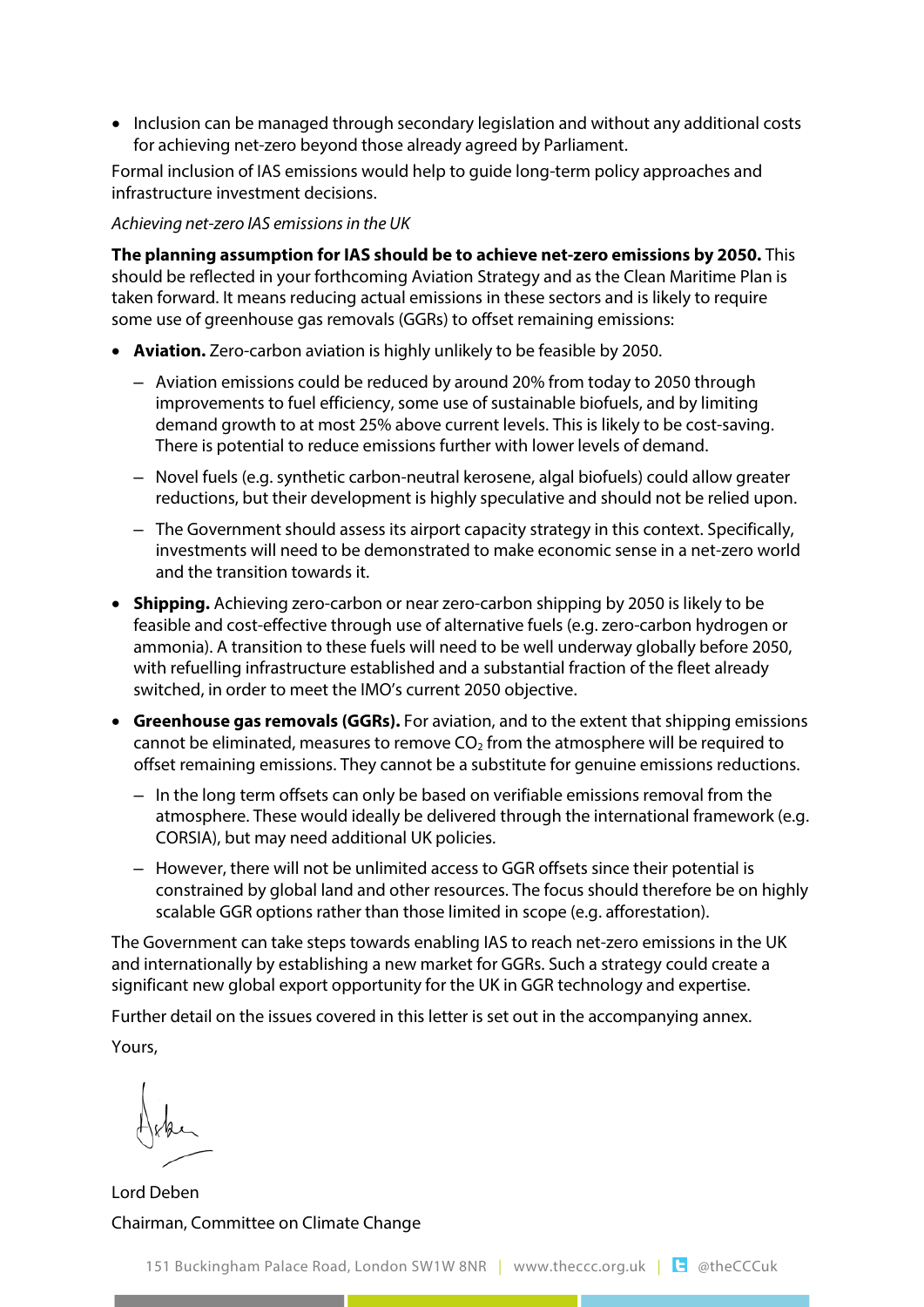- Inclusion can be managed through secondary legislation and without any additional costs for achieving net-zero beyond those already agreed by Parliament.

Formal inclusion of IAS emissions would help to guide long-term policy approaches and infrastructure investment decisions.

*Achieving net-zero IAS emissions in the UK*

**The planning assumption for IAS should be to achieve net-zero emissions by 2050.** This should be reflected in your forthcoming Aviation Strategy and as the Clean Maritime Plan is taken forward. It means reducing actual emissions in these sectors and is likely to require some use of greenhouse gas removals (GGRs) to offset remaining emissions:

- **Aviation.** Zero-carbon aviation is highly unlikely to be feasible by 2050.
  - Aviation emissions could be reduced by around 20% from today to 2050 through improvements to fuel efficiency, some use of sustainable biofuels, and by limiting demand growth to at most 25% above current levels. This is likely to be cost-saving. There is potential to reduce emissions further with lower levels of demand.
  - Novel fuels (e.g. synthetic carbon-neutral kerosene, algal biofuels) could allow greater reductions, but their development is highly speculative and should not be relied upon.
  - The Government should assess its airport capacity strategy in this context. Specifically, investments will need to be demonstrated to make economic sense in a net-zero world and the transition towards it.
- **Shipping.** Achieving zero-carbon or near zero-carbon shipping by 2050 is likely to be feasible and cost-effective through use of alternative fuels (e.g. zero-carbon hydrogen or ammonia). A transition to these fuels will need to be well underway globally before 2050, with refuelling infrastructure established and a substantial fraction of the fleet already switched, in order to meet the IMO's current 2050 objective.
- **Greenhouse gas removals (GGRs).** For aviation, and to the extent that shipping emissions cannot be eliminated, measures to remove $CO_2$ from the atmosphere will be required to offset remaining emissions. They cannot be a substitute for genuine emissions reductions.
  - In the long term offsets can only be based on verifiable emissions removal from the atmosphere. These would ideally be delivered through the international framework (e.g. CORSIA), but may need additional UK policies.
  - However, there will not be unlimited access to GGR offsets since their potential is constrained by global land and other resources. The focus should therefore be on highly scalable GGR options rather than those limited in scope (e.g. afforestation).

The Government can take steps towards enabling IAS to reach net-zero emissions in the UK and internationally by establishing a new market for GGRs. Such a strategy could create a significant new global export opportunity for the UK in GGR technology and expertise.

Further detail on the issues covered in this letter is set out in the accompanying annex.

Yours,

Lord Deben

Chairman, Committee on Climate Change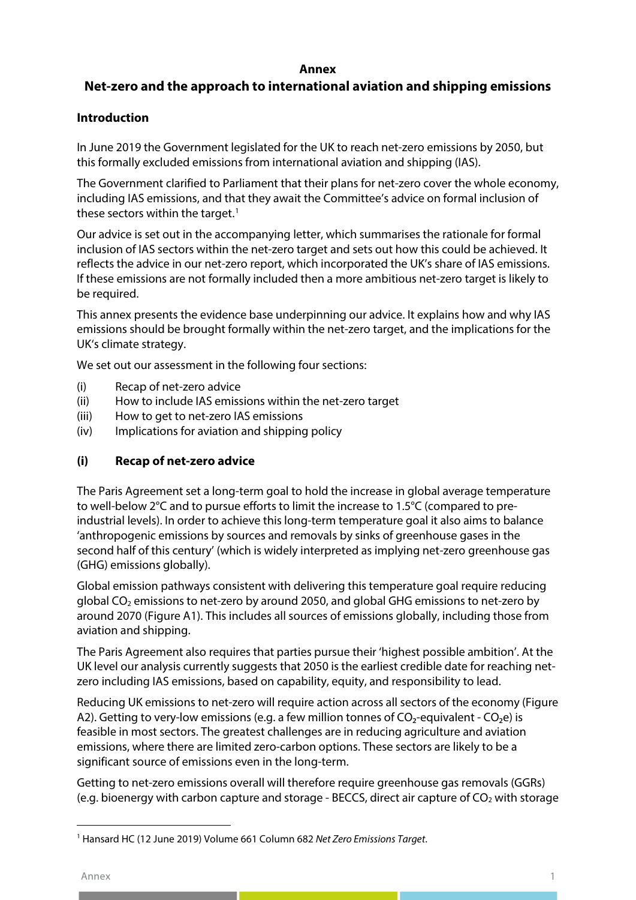**Annex**

# Net-zero and the approach to international aviation and shipping emissions

## Introduction

In June 2019 the Government legislated for the UK to reach net-zero emissions by 2050, but this formally excluded emissions from international aviation and shipping (IAS).

The Government clarified to Parliament that their plans for net-zero cover the whole economy, including IAS emissions, and that they await the Committee's advice on formal inclusion of these sectors within the target.[1]

Our advice is set out in the accompanying letter, which summarises the rationale for formal inclusion of IAS sectors within the net-zero target and sets out how this could be achieved. It reflects the advice in our net-zero report, which incorporated the UK's share of IAS emissions. If these emissions are not formally included then a more ambitious net-zero target is likely to be required.

This annex presents the evidence base underpinning our advice. It explains how and why IAS emissions should be brought formally within the net-zero target, and the implications for the UK's climate strategy.

We set out our assessment in the following four sections:

(i) Recap of net-zero advice
(ii) How to include IAS emissions within the net-zero target
(iii) How to get to net-zero IAS emissions
(iv) Implications for aviation and shipping policy

## (i) Recap of net-zero advice

The Paris Agreement set a long-term goal to hold the increase in global average temperature to well-below 2°C and to pursue efforts to limit the increase to 1.5°C (compared to pre-industrial levels). In order to achieve this long-term temperature goal it also aims to balance 'anthropogenic emissions by sources and removals by sinks of greenhouse gases in the second half of this century' (which is widely interpreted as implying net-zero greenhouse gas (GHG) emissions globally).

Global emission pathways consistent with delivering this temperature goal require reducing global $CO_2$ emissions to net-zero by around 2050, and global GHG emissions to net-zero by around 2070 (Figure A1). This includes all sources of emissions globally, including those from aviation and shipping.

The Paris Agreement also requires that parties pursue their 'highest possible ambition'. At the UK level our analysis currently suggests that 2050 is the earliest credible date for reaching net-zero including IAS emissions, based on capability, equity, and responsibility to lead.

Reducing UK emissions to net-zero will require action across all sectors of the economy (Figure A2). Getting to very-low emissions (e.g. a few million tonnes of $CO_2$-equivalent - $CO_2e$) is feasible in most sectors. The greatest challenges are in reducing agriculture and aviation emissions, where there are limited zero-carbon options. These sectors are likely to be a significant source of emissions even in the long-term.

Getting to net-zero emissions overall will therefore require greenhouse gas removals (GGRs) (e.g. bioenergy with carbon capture and storage - BECCS, direct air capture of $CO_2$ with storage

[1] Hansard HC (12 June 2019) Volume 661 Column 682 *Net Zero Emissions Target*.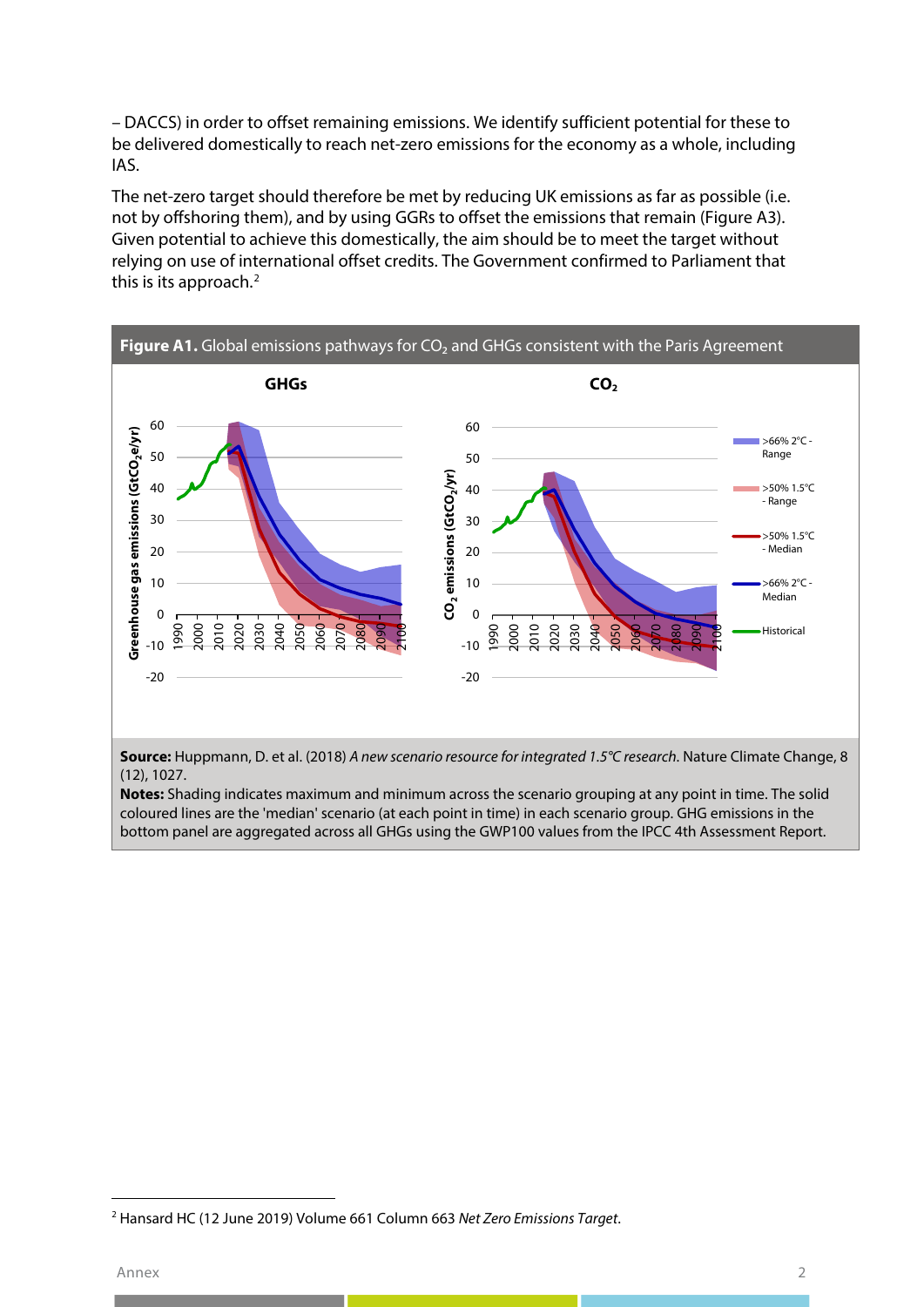– DACCS) in order to offset remaining emissions. We identify sufficient potential for these to be delivered domestically to reach net-zero emissions for the economy as a whole, including IAS.

The net-zero target should therefore be met by reducing UK emissions as far as possible (i.e. not by offshoring them), and by using GGRs to offset the emissions that remain (Figure A3). Given potential to achieve this domestically, the aim should be to meet the target without relying on use of international offset credits. The Government confirmed to Parliament that this is its approach.[2]

**Figure A1.** Global emissions pathways for $CO_2$ and GHGs consistent with the Paris Agreement

**Source:** Huppmann, D. et al. (2018) *A new scenario resource for integrated 1.5°C research*. Nature Climate Change, 8 (12), 1027.

**Notes:** Shading indicates maximum and minimum across the scenario grouping at any point in time. The solid coloured lines are the 'median' scenario (at each point in time) in each scenario group. GHG emissions in the bottom panel are aggregated across all GHGs using the GWP100 values from the IPCC 4th Assessment Report.

---

[2] Hansard HC (12 June 2019) Volume 661 Column 663 *Net Zero Emissions Target*.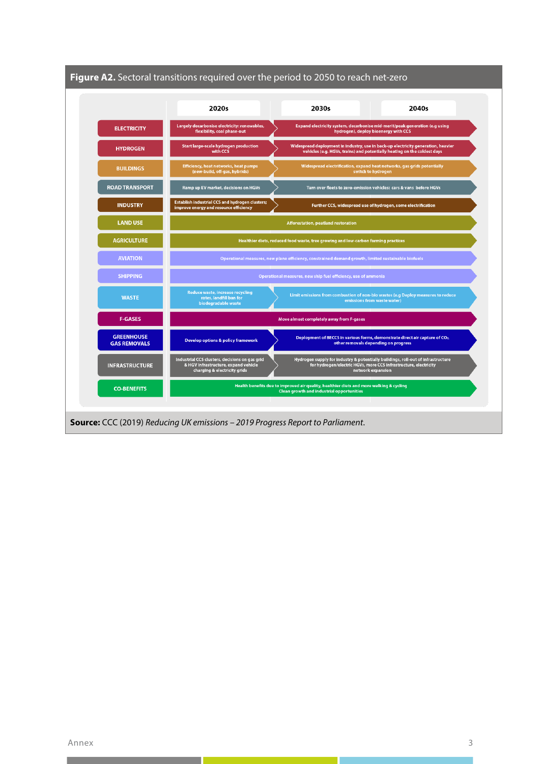**Figure A2.** Sectoral transitions required over the period to 2050 to reach net-zero

| | 2020s | 2030s | 2040s |
|---|---|---|---|
| ELECTRICITY | Largely decarbonise electricity: renewables, flexibility, coal phase-out | Expand electricity system, decarbonise mid-merit/peak generation (e.g using hydrogen), deploy bioenergy with CCS | |
| HYDROGEN | Start large-scale hydrogen production with CCS | Widespread deployment in industry, use in back-up electricity generation, heavier vehicles (e.g. HGVs, trains) and potentially heating on the coldest days | |
| BUILDINGS | Efficiency, heat networks, heat pumps (new-build, off-gas, hybrids) | Widespread electrification, expand heat networks, gas grids potentially switch to hydrogen | |
| ROAD TRANSPORT | Ramp up EV market, decisions on HGVs | Turn over fleets to zero-emission vehicles: cars & vans before HGVs | |
| INDUSTRY | Establish industrial CCS and hydrogen clusters; improve energy and resource efficiency | Further CCS, widespread use of hydrogen, some electrification | |
| LAND USE | Afforestation, peatland restoration | | |
| AGRICULTURE | Healthier diets, reduced food waste, tree growing and low-carbon farming practices | | |
| AVIATION | Operational measures, new plane efficiency, constrained demand growth, limited sustainable biofuels | | |
| SHIPPING | Operational measures, new ship fuel efficiency, use of ammonia | | |
| WASTE | Reduce waste, increase recycling rates, landfill ban for biodegradable waste | Limit emissions from combustion of non-bio wastes (e.g Deploy measures to reduce emissions from waste water) | |
| F-GASES | Move almost completely away from F-gases | | |
| GREENHOUSE GAS REMOVALS | Develop options & policy framework | Deployment of BECCS in various forms, demonstrate direct air capture of $CO_2$, other removals depending on progress | |
| INFRASTRUCTURE | Industrial CCS clusters, decisions on gas grid & HGV infrastructure, expand vehicle charging & electricity grids | Hydrogen supply for industry & potentially buildings, roll-out of infrastructure for hydrogen/electric HGVs, more CCS infrastructure, electricity network expansion | |
| CO-BENEFITS | Health benefits due to improved air quality, healthier diets and more walking & cycling. Clean growth and industrial opportunities | | |

**Source:** CCC (2019) *Reducing UK emissions – 2019 Progress Report to Parliament*.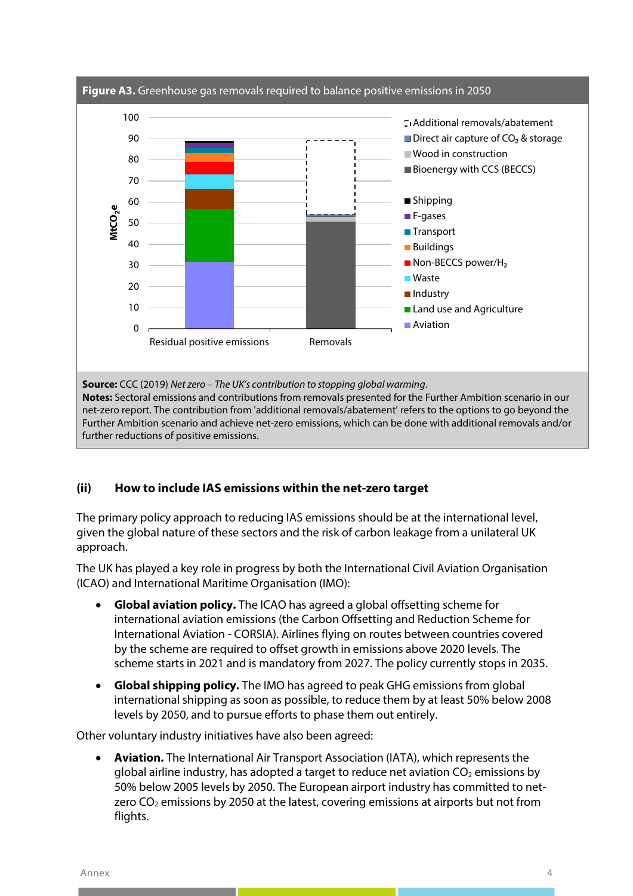**Figure A3.** Greenhouse gas removals required to balance positive emissions in 2050

**Source:** CCC (2019) *Net zero – The UK's contribution to stopping global warming*.
**Notes:** Sectoral emissions and contributions from removals presented for the Further Ambition scenario in our net-zero report. The contribution from 'additional removals/abatement' refers to the options to go beyond the Further Ambition scenario and achieve net-zero emissions, which can be done with additional removals and/or further reductions of positive emissions.

### (ii) How to include IAS emissions within the net-zero target

The primary policy approach to reducing IAS emissions should be at the international level, given the global nature of these sectors and the risk of carbon leakage from a unilateral UK approach.

The UK has played a key role in progress by both the International Civil Aviation Organisation (ICAO) and International Maritime Organisation (IMO):

- **Global aviation policy.** The ICAO has agreed a global offsetting scheme for international aviation emissions (the Carbon Offsetting and Reduction Scheme for International Aviation - CORSIA). Airlines flying on routes between countries covered by the scheme are required to offset growth in emissions above 2020 levels. The scheme starts in 2021 and is mandatory from 2027. The policy currently stops in 2035.
- **Global shipping policy.** The IMO has agreed to peak GHG emissions from global international shipping as soon as possible, to reduce them by at least 50% below 2008 levels by 2050, and to pursue efforts to phase them out entirely.

Other voluntary industry initiatives have also been agreed:

- **Aviation.** The International Air Transport Association (IATA), which represents the global airline industry, has adopted a target to reduce net aviation $CO_2$ emissions by 50% below 2005 levels by 2050. The European airport industry has committed to net-zero $CO_2$ emissions by 2050 at the latest, covering emissions at airports but not from flights.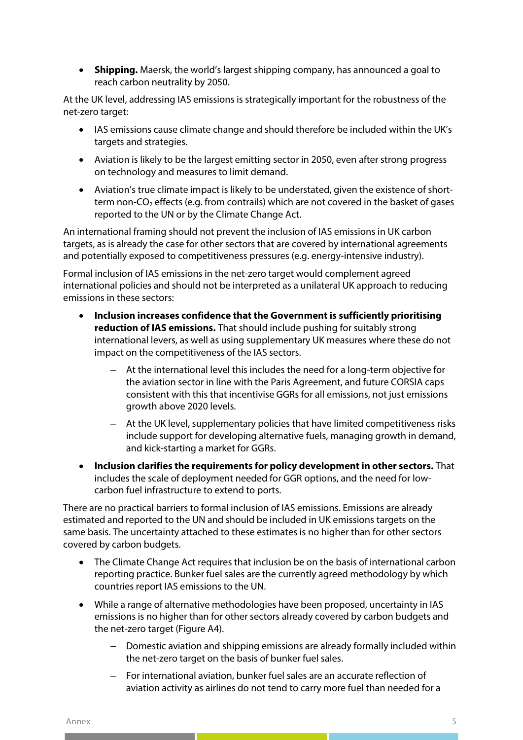- **Shipping.** Maersk, the world's largest shipping company, has announced a goal to reach carbon neutrality by 2050.

At the UK level, addressing IAS emissions is strategically important for the robustness of the net-zero target:

- IAS emissions cause climate change and should therefore be included within the UK's targets and strategies.
- Aviation is likely to be the largest emitting sector in 2050, even after strong progress on technology and measures to limit demand.
- Aviation's true climate impact is likely to be understated, given the existence of short-term non-$CO_2$ effects (e.g. from contrails) which are not covered in the basket of gases reported to the UN or by the Climate Change Act.

An international framing should not prevent the inclusion of IAS emissions in UK carbon targets, as is already the case for other sectors that are covered by international agreements and potentially exposed to competitiveness pressures (e.g. energy-intensive industry).

Formal inclusion of IAS emissions in the net-zero target would complement agreed international policies and should not be interpreted as a unilateral UK approach to reducing emissions in these sectors:

- **Inclusion increases confidence that the Government is sufficiently prioritising reduction of IAS emissions.** That should include pushing for suitably strong international levers, as well as using supplementary UK measures where these do not impact on the competitiveness of the IAS sectors.
  - At the international level this includes the need for a long-term objective for the aviation sector in line with the Paris Agreement, and future CORSIA caps consistent with this that incentivise GGRs for all emissions, not just emissions growth above 2020 levels.
  - At the UK level, supplementary policies that have limited competitiveness risks include support for developing alternative fuels, managing growth in demand, and kick-starting a market for GGRs.
- **Inclusion clarifies the requirements for policy development in other sectors.** That includes the scale of deployment needed for GGR options, and the need for low-carbon fuel infrastructure to extend to ports.

There are no practical barriers to formal inclusion of IAS emissions. Emissions are already estimated and reported to the UN and should be included in UK emissions targets on the same basis. The uncertainty attached to these estimates is no higher than for other sectors covered by carbon budgets.

- The Climate Change Act requires that inclusion be on the basis of international carbon reporting practice. Bunker fuel sales are the currently agreed methodology by which countries report IAS emissions to the UN.
- While a range of alternative methodologies have been proposed, uncertainty in IAS emissions is no higher than for other sectors already covered by carbon budgets and the net-zero target (Figure A4).
  - Domestic aviation and shipping emissions are already formally included within the net-zero target on the basis of bunker fuel sales.
  - For international aviation, bunker fuel sales are an accurate reflection of aviation activity as airlines do not tend to carry more fuel than needed for a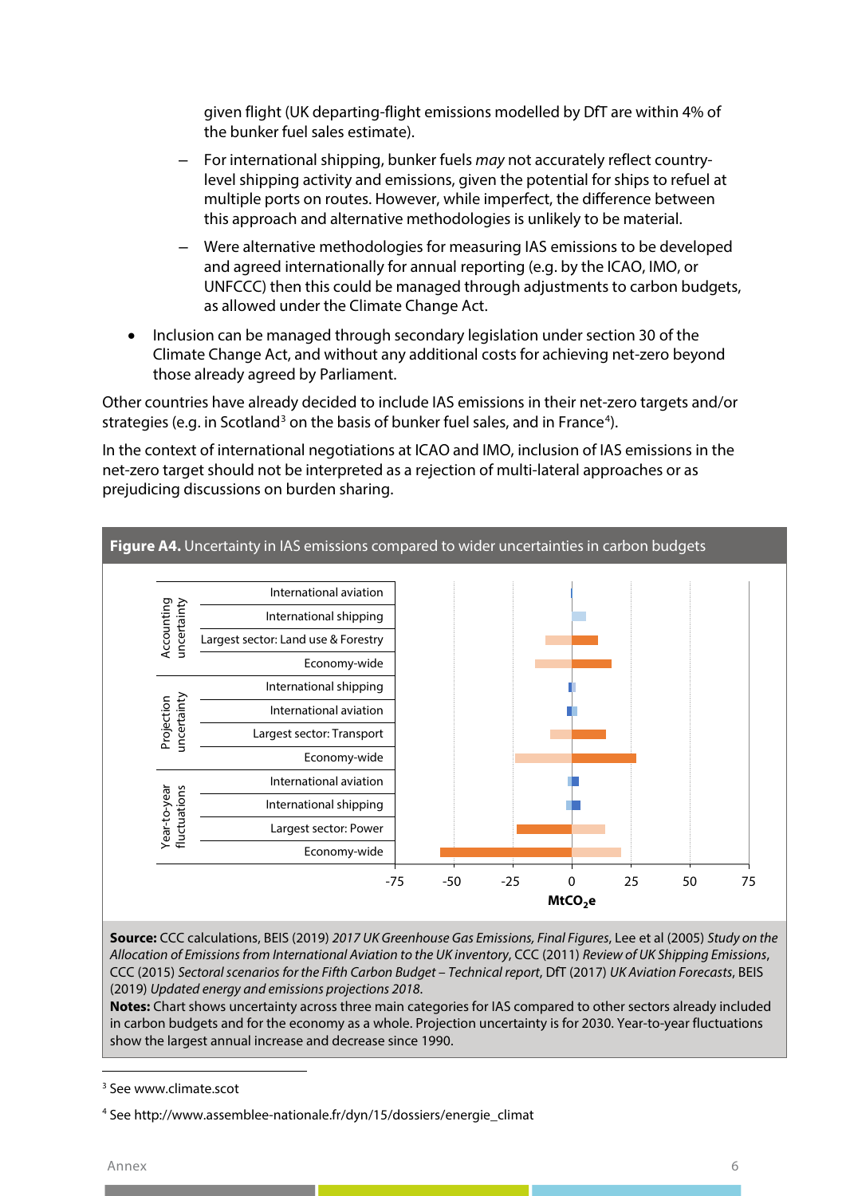given flight (UK departing-flight emissions modelled by DfT are within 4% of the bunker fuel sales estimate).

- For international shipping, bunker fuels *may* not accurately reflect country-level shipping activity and emissions, given the potential for ships to refuel at multiple ports on routes. However, while imperfect, the difference between this approach and alternative methodologies is unlikely to be material.
- Were alternative methodologies for measuring IAS emissions to be developed and agreed internationally for annual reporting (e.g. by the ICAO, IMO, or UNFCCC) then this could be managed through adjustments to carbon budgets, as allowed under the Climate Change Act.

- Inclusion can be managed through secondary legislation under section 30 of the Climate Change Act, and without any additional costs for achieving net-zero beyond those already agreed by Parliament.

Other countries have already decided to include IAS emissions in their net-zero targets and/or strategies (e.g. in Scotland[3] on the basis of bunker fuel sales, and in France[4]).

In the context of international negotiations at ICAO and IMO, inclusion of IAS emissions in the net-zero target should not be interpreted as a rejection of multi-lateral approaches or as prejudicing discussions on burden sharing.

**Figure A4.** Uncertainty in IAS emissions compared to wider uncertainties in carbon budgets

| Category | Sector |
|---|---|
| Accounting uncertainty | International aviation |
| | International shipping |
| | Largest sector: Land use & Forestry |
| | Economy-wide |
| Projection uncertainty | International shipping |
| | International aviation |
| | Largest sector: Transport |
| | Economy-wide |
| Year-to-year fluctuations | International aviation |
| | International shipping |
| | Largest sector: Power |
| | Economy-wide |

X-axis: $MtCO_2e$ (-75, -50, -25, 0, 25, 50, 75)

**Source:** CCC calculations, BEIS (2019) *2017 UK Greenhouse Gas Emissions, Final Figures*, Lee et al (2005) *Study on the Allocation of Emissions from International Aviation to the UK inventory*, CCC (2011) *Review of UK Shipping Emissions*, CCC (2015) *Sectoral scenarios for the Fifth Carbon Budget – Technical report*, DfT (2017) *UK Aviation Forecasts*, BEIS (2019) *Updated energy and emissions projections 2018*.

**Notes:** Chart shows uncertainty across three main categories for IAS compared to other sectors already included in carbon budgets and for the economy as a whole. Projection uncertainty is for 2030. Year-to-year fluctuations show the largest annual increase and decrease since 1990.

[3] See www.climate.scot

[4] See http://www.assemblee-nationale.fr/dyn/15/dossiers/energie_climat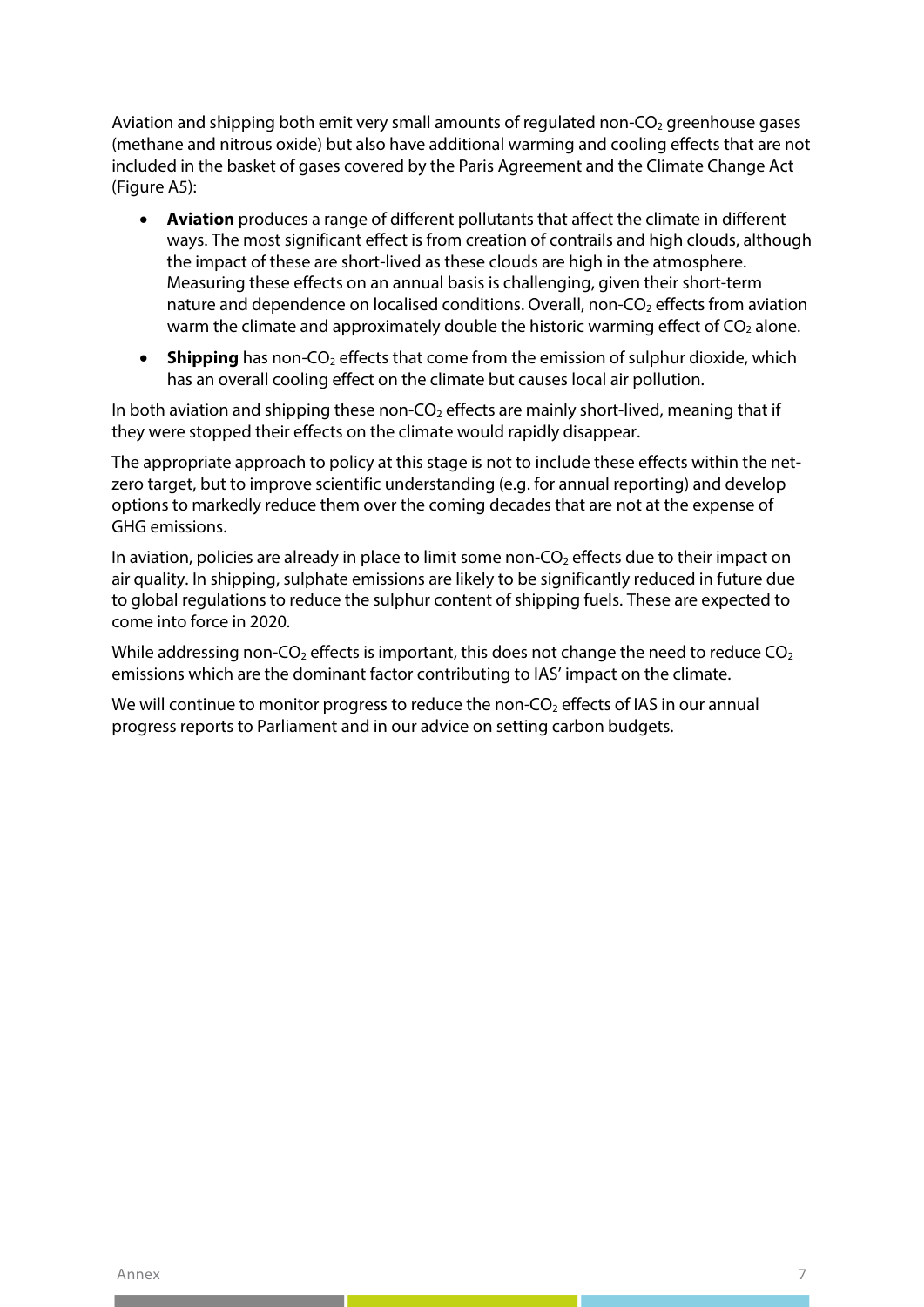Aviation and shipping both emit very small amounts of regulated non-$CO_2$ greenhouse gases (methane and nitrous oxide) but also have additional warming and cooling effects that are not included in the basket of gases covered by the Paris Agreement and the Climate Change Act (Figure A5):

- **Aviation** produces a range of different pollutants that affect the climate in different ways. The most significant effect is from creation of contrails and high clouds, although the impact of these are short-lived as these clouds are high in the atmosphere. Measuring these effects on an annual basis is challenging, given their short-term nature and dependence on localised conditions. Overall, non-$CO_2$ effects from aviation warm the climate and approximately double the historic warming effect of $CO_2$ alone.
- **Shipping** has non-$CO_2$ effects that come from the emission of sulphur dioxide, which has an overall cooling effect on the climate but causes local air pollution.

In both aviation and shipping these non-$CO_2$ effects are mainly short-lived, meaning that if they were stopped their effects on the climate would rapidly disappear.

The appropriate approach to policy at this stage is not to include these effects within the net-zero target, but to improve scientific understanding (e.g. for annual reporting) and develop options to markedly reduce them over the coming decades that are not at the expense of GHG emissions.

In aviation, policies are already in place to limit some non-$CO_2$ effects due to their impact on air quality. In shipping, sulphate emissions are likely to be significantly reduced in future due to global regulations to reduce the sulphur content of shipping fuels. These are expected to come into force in 2020.

While addressing non-$CO_2$ effects is important, this does not change the need to reduce $CO_2$ emissions which are the dominant factor contributing to IAS' impact on the climate.

We will continue to monitor progress to reduce the non-$CO_2$ effects of IAS in our annual progress reports to Parliament and in our advice on setting carbon budgets.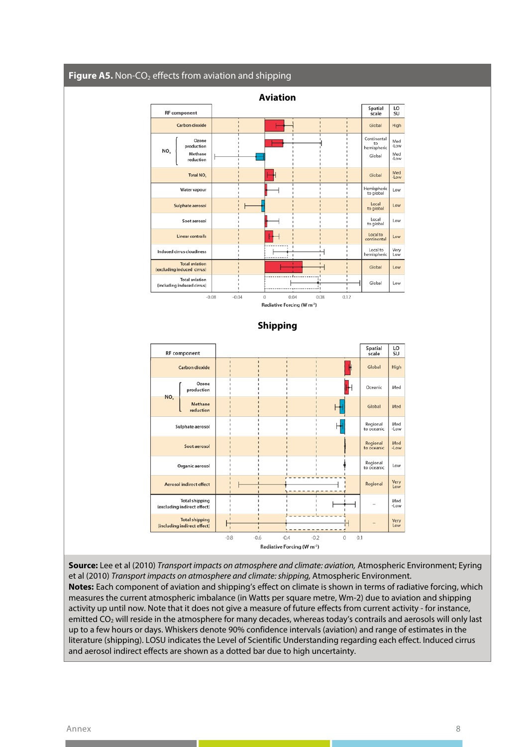**Figure A5.** Non-$CO_2$ effects from aviation and shipping

## Aviation

| RF component | | Spatial scale | LOSU |
|---|---|---|---|
| Carbon dioxide | | Global | High |
| $NO_x$ | Ozone production | Continental to hemispheric | Med -Low |
| | Methane reduction | Global | Med -Low |
| Total $NO_x$ | | Global | Med -Low |
| Water vapour | | Hemispheric to global | Low |
| Sulphate aerosol | | Local to global | Low |
| Soot aerosol | | Local to global | Low |
| Linear contrails | | Local to continental | Low |
| Induced cirrus cloudiness | | Local to hemispheric | Very Low |
| Total aviation (excluding induced cirrus) | | Global | Low |
| Total aviation (including induced cirrus) | | Global | Low |

Radiative Forcing (W m⁻²): −0.08, −0.04, 0, 0.04, 0.08, 0.12

## Shipping

| RF component | | Spatial scale | LOSU |
|---|---|---|---|
| Carbon dioxide | | Global | High |
| $NO_x$ | Ozone production | Oceanic | Med |
| | Methane reduction | Global | Med |
| Sulphate aerosol | | Regional to oceanic | Med -Low |
| Soot aerosol | | Regional to oceanic | Med -Low |
| Organic aerosol | | Regional to oceanic | Low |
| Aerosol indirect effect | | Regional | Very Low |
| Total shipping (excluding indirect effect) | | – | Med -Low |
| Total shipping (including indirect effect) | | – | Very Low |

Radiative Forcing (W m⁻²): -0.8, -0.6, -0.4, -0.2, 0, 0.1

**Source:** Lee et al (2010) *Transport impacts on atmosphere and climate: aviation,* Atmospheric Environment; Eyring et al (2010) *Transport impacts on atmosphere and climate: shipping,* Atmospheric Environment.
**Notes:** Each component of aviation and shipping's effect on climate is shown in terms of radiative forcing, which measures the current atmospheric imbalance (in Watts per square metre, Wm-2) due to aviation and shipping activity up until now. Note that it does not give a measure of future effects from current activity - for instance, emitted $CO_2$ will reside in the atmosphere for many decades, whereas today's contrails and aerosols will only last up to a few hours or days. Whiskers denote 90% confidence intervals (aviation) and range of estimates in the literature (shipping). LOSU indicates the Level of Scientific Understanding regarding each effect. Induced cirrus and aerosol indirect effects are shown as a dotted bar due to high uncertainty.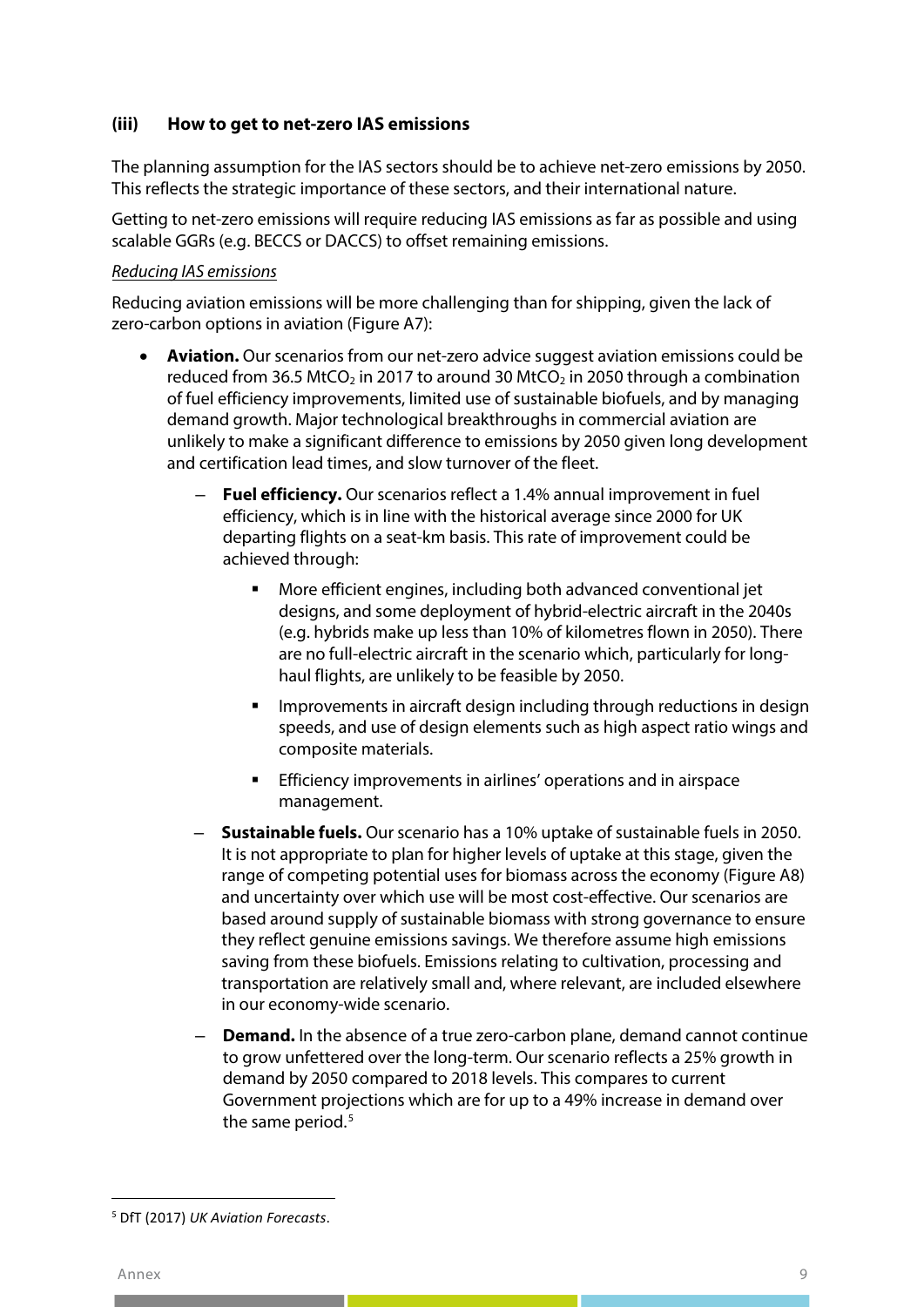### (iii) How to get to net-zero IAS emissions

The planning assumption for the IAS sectors should be to achieve net-zero emissions by 2050. This reflects the strategic importance of these sectors, and their international nature.

Getting to net-zero emissions will require reducing IAS emissions as far as possible and using scalable GGRs (e.g. BECCS or DACCS) to offset remaining emissions.

*Reducing IAS emissions*

Reducing aviation emissions will be more challenging than for shipping, given the lack of zero-carbon options in aviation (Figure A7):

- **Aviation.** Our scenarios from our net-zero advice suggest aviation emissions could be reduced from 36.5 $MtCO_2$ in 2017 to around 30 $MtCO_2$ in 2050 through a combination of fuel efficiency improvements, limited use of sustainable biofuels, and by managing demand growth. Major technological breakthroughs in commercial aviation are unlikely to make a significant difference to emissions by 2050 given long development and certification lead times, and slow turnover of the fleet.
  - **Fuel efficiency.** Our scenarios reflect a 1.4% annual improvement in fuel efficiency, which is in line with the historical average since 2000 for UK departing flights on a seat-km basis. This rate of improvement could be achieved through:
    - More efficient engines, including both advanced conventional jet designs, and some deployment of hybrid-electric aircraft in the 2040s (e.g. hybrids make up less than 10% of kilometres flown in 2050). There are no full-electric aircraft in the scenario which, particularly for long-haul flights, are unlikely to be feasible by 2050.
    - Improvements in aircraft design including through reductions in design speeds, and use of design elements such as high aspect ratio wings and composite materials.
    - Efficiency improvements in airlines' operations and in airspace management.
  - **Sustainable fuels.** Our scenario has a 10% uptake of sustainable fuels in 2050. It is not appropriate to plan for higher levels of uptake at this stage, given the range of competing potential uses for biomass across the economy (Figure A8) and uncertainty over which use will be most cost-effective. Our scenarios are based around supply of sustainable biomass with strong governance to ensure they reflect genuine emissions savings. We therefore assume high emissions saving from these biofuels. Emissions relating to cultivation, processing and transportation are relatively small and, where relevant, are included elsewhere in our economy-wide scenario.
  - **Demand.** In the absence of a true zero-carbon plane, demand cannot continue to grow unfettered over the long-term. Our scenario reflects a 25% growth in demand by 2050 compared to 2018 levels. This compares to current Government projections which are for up to a 49% increase in demand over the same period.[5]

[5] DfT (2017) *UK Aviation Forecasts*.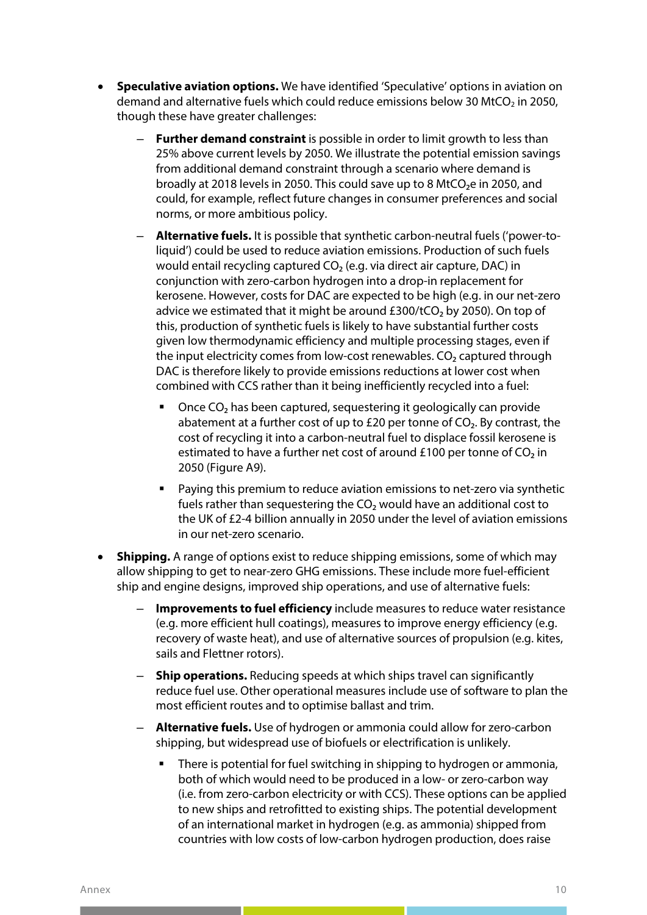- **Speculative aviation options.** We have identified 'Speculative' options in aviation on demand and alternative fuels which could reduce emissions below 30 $MtCO_2$ in 2050, though these have greater challenges:
  - **Further demand constraint** is possible in order to limit growth to less than 25% above current levels by 2050. We illustrate the potential emission savings from additional demand constraint through a scenario where demand is broadly at 2018 levels in 2050. This could save up to 8 $MtCO_2e$ in 2050, and could, for example, reflect future changes in consumer preferences and social norms, or more ambitious policy.
  - **Alternative fuels.** It is possible that synthetic carbon-neutral fuels ('power-to-liquid') could be used to reduce aviation emissions. Production of such fuels would entail recycling captured $CO_2$ (e.g. via direct air capture, DAC) in conjunction with zero-carbon hydrogen into a drop-in replacement for kerosene. However, costs for DAC are expected to be high (e.g. in our net-zero advice we estimated that it might be around £300/$tCO_2$ by 2050). On top of this, production of synthetic fuels is likely to have substantial further costs given low thermodynamic efficiency and multiple processing stages, even if the input electricity comes from low-cost renewables. $CO_2$ captured through DAC is therefore likely to provide emissions reductions at lower cost when combined with CCS rather than it being inefficiently recycled into a fuel:
    - Once $CO_2$ has been captured, sequestering it geologically can provide abatement at a further cost of up to £20 per tonne of $CO_2$. By contrast, the cost of recycling it into a carbon-neutral fuel to displace fossil kerosene is estimated to have a further net cost of around £100 per tonne of $CO_2$ in 2050 (Figure A9).
    - Paying this premium to reduce aviation emissions to net-zero via synthetic fuels rather than sequestering the $CO_2$ would have an additional cost to the UK of £2-4 billion annually in 2050 under the level of aviation emissions in our net-zero scenario.
- **Shipping.** A range of options exist to reduce shipping emissions, some of which may allow shipping to get to near-zero GHG emissions. These include more fuel-efficient ship and engine designs, improved ship operations, and use of alternative fuels:
  - **Improvements to fuel efficiency** include measures to reduce water resistance (e.g. more efficient hull coatings), measures to improve energy efficiency (e.g. recovery of waste heat), and use of alternative sources of propulsion (e.g. kites, sails and Flettner rotors).
  - **Ship operations.** Reducing speeds at which ships travel can significantly reduce fuel use. Other operational measures include use of software to plan the most efficient routes and to optimise ballast and trim.
  - **Alternative fuels.** Use of hydrogen or ammonia could allow for zero-carbon shipping, but widespread use of biofuels or electrification is unlikely.
    - There is potential for fuel switching in shipping to hydrogen or ammonia, both of which would need to be produced in a low- or zero-carbon way (i.e. from zero-carbon electricity or with CCS). These options can be applied to new ships and retrofitted to existing ships. The potential development of an international market in hydrogen (e.g. as ammonia) shipped from countries with low costs of low-carbon hydrogen production, does raise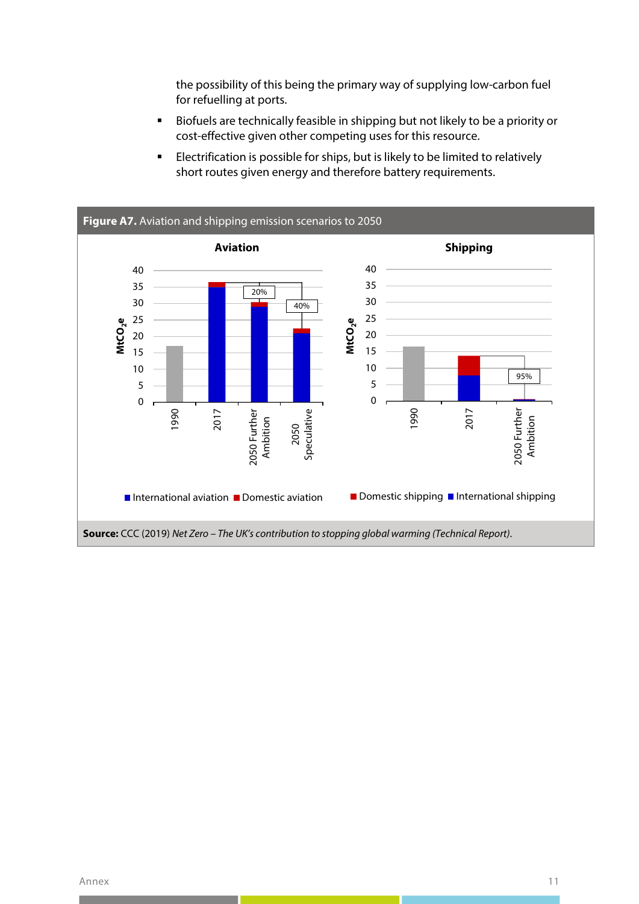the possibility of this being the primary way of supplying low-carbon fuel for refuelling at ports.

- Biofuels are technically feasible in shipping but not likely to be a priority or cost-effective given other competing uses for this resource.
- Electrification is possible for ships, but is likely to be limited to relatively short routes given energy and therefore battery requirements.

**Figure A7.** Aviation and shipping emission scenarios to 2050

**Aviation**

$MtCO_2e$

40
35
30
25
20
15
10
5
0

1990 | 2017 | 2050 Further Ambition | 2050 Speculative

20% | 40%

■ International aviation ■ Domestic aviation

**Shipping**

$MtCO_2e$

40
35
30
25
20
15
10
5
0

1990 | 2017 | 2050 Further Ambition

95%

■ Domestic shipping ■ International shipping

**Source:** CCC (2019) *Net Zero – The UK's contribution to stopping global warming (Technical Report)*.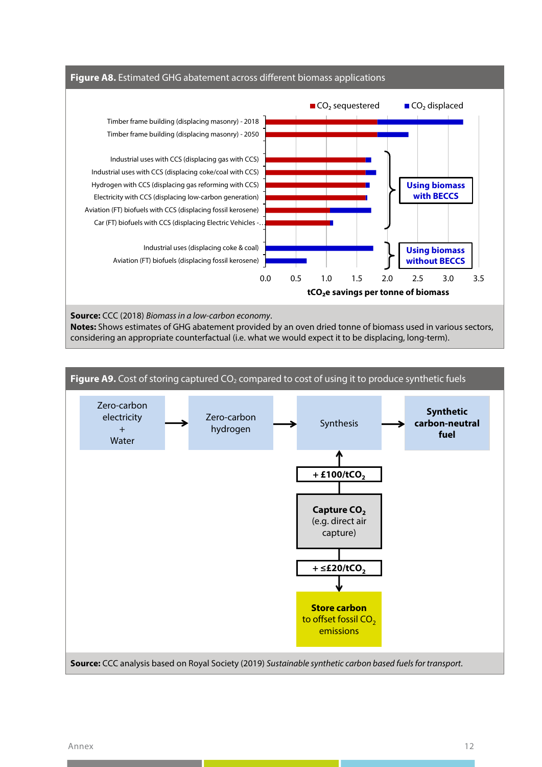**Figure A8.** Estimated GHG abatement across different biomass applications

$CO_2$ sequestered | $CO_2$ displaced

| Application | Group |
|---|---|
| Timber frame building (displacing masonry) - 2018 | |
| Timber frame building (displacing masonry) - 2050 | |
| Industrial uses with CCS (displacing gas with CCS) | Using biomass with BECCS |
| Industrial uses with CCS (displacing coke/coal with CCS) | Using biomass with BECCS |
| Hydrogen with CCS (displacing gas reforming with CCS) | Using biomass with BECCS |
| Electricity with CCS (displacing low-carbon generation) | Using biomass with BECCS |
| Aviation (FT) biofuels with CCS (displacing fossil kerosene) | Using biomass with BECCS |
| Car (FT) biofuels with CCS (displacing Electric Vehicles -… | Using biomass with BECCS |
| Industrial uses (displacing coke & coal) | Using biomass without BECCS |
| Aviation (FT) biofuels (displacing fossil kerosene) | Using biomass without BECCS |

X-axis: $tCO_2e$ savings per tonne of biomass (0.0 – 3.5)

**Source:** CCC (2018) *Biomass in a low-carbon economy*.
**Notes:** Shows estimates of GHG abatement provided by an oven dried tonne of biomass used in various sectors, considering an appropriate counterfactual (i.e. what we would expect it to be displacing, long-term).

**Figure A9.** Cost of storing captured $CO_2$ compared to cost of using it to produce synthetic fuels

Zero-carbon electricity + Water → Zero-carbon hydrogen → Synthesis → **Synthetic carbon-neutral fuel**

**Capture $CO_2$** (e.g. direct air capture) → **+ £100/$tCO_2$** → Synthesis

**Capture $CO_2$** (e.g. direct air capture) → **+ ≤£20/$tCO_2$** → **Store carbon** to offset fossil $CO_2$ emissions

**Source:** CCC analysis based on Royal Society (2019) *Sustainable synthetic carbon based fuels for transport*.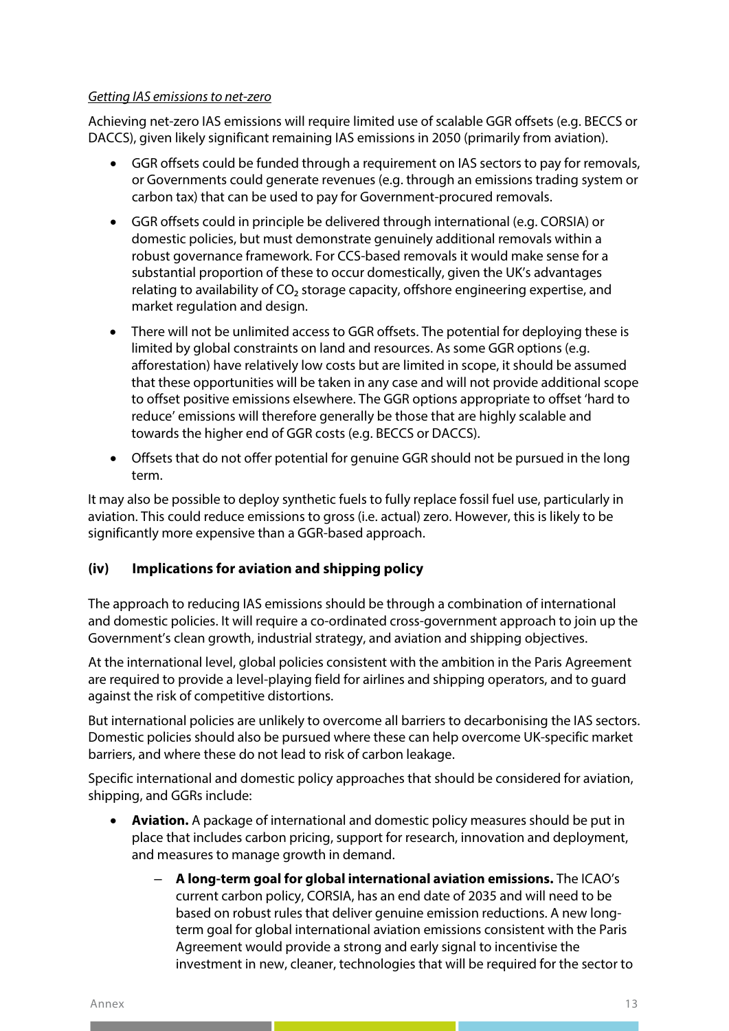*Getting IAS emissions to net-zero*

Achieving net-zero IAS emissions will require limited use of scalable GGR offsets (e.g. BECCS or DACCS), given likely significant remaining IAS emissions in 2050 (primarily from aviation).

- GGR offsets could be funded through a requirement on IAS sectors to pay for removals, or Governments could generate revenues (e.g. through an emissions trading system or carbon tax) that can be used to pay for Government-procured removals.
- GGR offsets could in principle be delivered through international (e.g. CORSIA) or domestic policies, but must demonstrate genuinely additional removals within a robust governance framework. For CCS-based removals it would make sense for a substantial proportion of these to occur domestically, given the UK's advantages relating to availability of $CO_2$ storage capacity, offshore engineering expertise, and market regulation and design.
- There will not be unlimited access to GGR offsets. The potential for deploying these is limited by global constraints on land and resources. As some GGR options (e.g. afforestation) have relatively low costs but are limited in scope, it should be assumed that these opportunities will be taken in any case and will not provide additional scope to offset positive emissions elsewhere. The GGR options appropriate to offset 'hard to reduce' emissions will therefore generally be those that are highly scalable and towards the higher end of GGR costs (e.g. BECCS or DACCS).
- Offsets that do not offer potential for genuine GGR should not be pursued in the long term.

It may also be possible to deploy synthetic fuels to fully replace fossil fuel use, particularly in aviation. This could reduce emissions to gross (i.e. actual) zero. However, this is likely to be significantly more expensive than a GGR-based approach.

### (iv) Implications for aviation and shipping policy

The approach to reducing IAS emissions should be through a combination of international and domestic policies. It will require a co-ordinated cross-government approach to join up the Government's clean growth, industrial strategy, and aviation and shipping objectives.

At the international level, global policies consistent with the ambition in the Paris Agreement are required to provide a level-playing field for airlines and shipping operators, and to guard against the risk of competitive distortions.

But international policies are unlikely to overcome all barriers to decarbonising the IAS sectors. Domestic policies should also be pursued where these can help overcome UK-specific market barriers, and where these do not lead to risk of carbon leakage.

Specific international and domestic policy approaches that should be considered for aviation, shipping, and GGRs include:

- **Aviation.** A package of international and domestic policy measures should be put in place that includes carbon pricing, support for research, innovation and deployment, and measures to manage growth in demand.
  - **A long-term goal for global international aviation emissions.** The ICAO's current carbon policy, CORSIA, has an end date of 2035 and will need to be based on robust rules that deliver genuine emission reductions. A new long-term goal for global international aviation emissions consistent with the Paris Agreement would provide a strong and early signal to incentivise the investment in new, cleaner, technologies that will be required for the sector to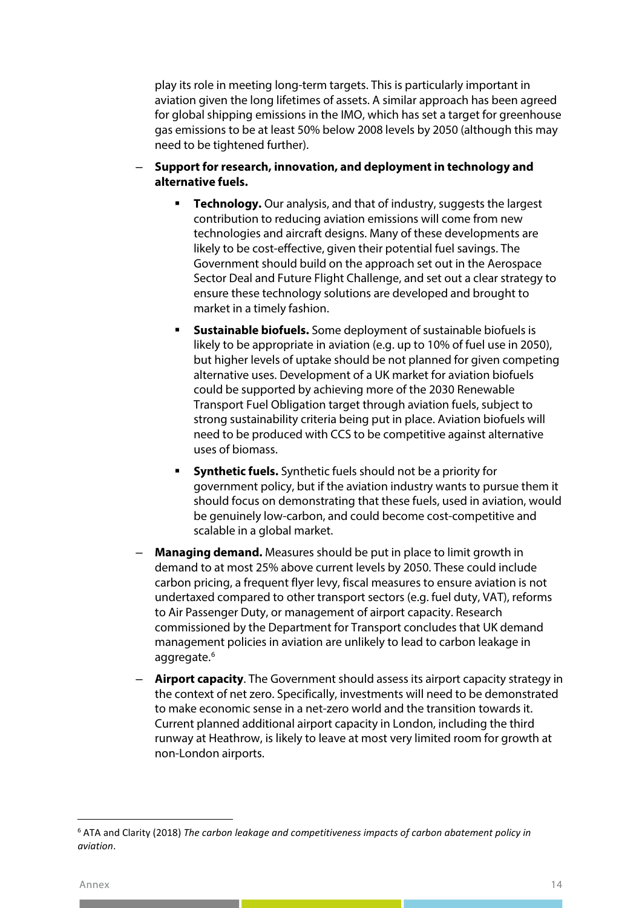play its role in meeting long-term targets. This is particularly important in aviation given the long lifetimes of assets. A similar approach has been agreed for global shipping emissions in the IMO, which has set a target for greenhouse gas emissions to be at least 50% below 2008 levels by 2050 (although this may need to be tightened further).

- **Support for research, innovation, and deployment in technology and alternative fuels.**
  - **Technology.** Our analysis, and that of industry, suggests the largest contribution to reducing aviation emissions will come from new technologies and aircraft designs. Many of these developments are likely to be cost-effective, given their potential fuel savings. The Government should build on the approach set out in the Aerospace Sector Deal and Future Flight Challenge, and set out a clear strategy to ensure these technology solutions are developed and brought to market in a timely fashion.
  - **Sustainable biofuels.** Some deployment of sustainable biofuels is likely to be appropriate in aviation (e.g. up to 10% of fuel use in 2050), but higher levels of uptake should be not planned for given competing alternative uses. Development of a UK market for aviation biofuels could be supported by achieving more of the 2030 Renewable Transport Fuel Obligation target through aviation fuels, subject to strong sustainability criteria being put in place. Aviation biofuels will need to be produced with CCS to be competitive against alternative uses of biomass.
  - **Synthetic fuels.** Synthetic fuels should not be a priority for government policy, but if the aviation industry wants to pursue them it should focus on demonstrating that these fuels, used in aviation, would be genuinely low-carbon, and could become cost-competitive and scalable in a global market.
- **Managing demand.** Measures should be put in place to limit growth in demand to at most 25% above current levels by 2050. These could include carbon pricing, a frequent flyer levy, fiscal measures to ensure aviation is not undertaxed compared to other transport sectors (e.g. fuel duty, VAT), reforms to Air Passenger Duty, or management of airport capacity. Research commissioned by the Department for Transport concludes that UK demand management policies in aviation are unlikely to lead to carbon leakage in aggregate.[6]
- **Airport capacity**. The Government should assess its airport capacity strategy in the context of net zero. Specifically, investments will need to be demonstrated to make economic sense in a net-zero world and the transition towards it. Current planned additional airport capacity in London, including the third runway at Heathrow, is likely to leave at most very limited room for growth at non-London airports.

[6] ATA and Clarity (2018) *The carbon leakage and competitiveness impacts of carbon abatement policy in aviation*.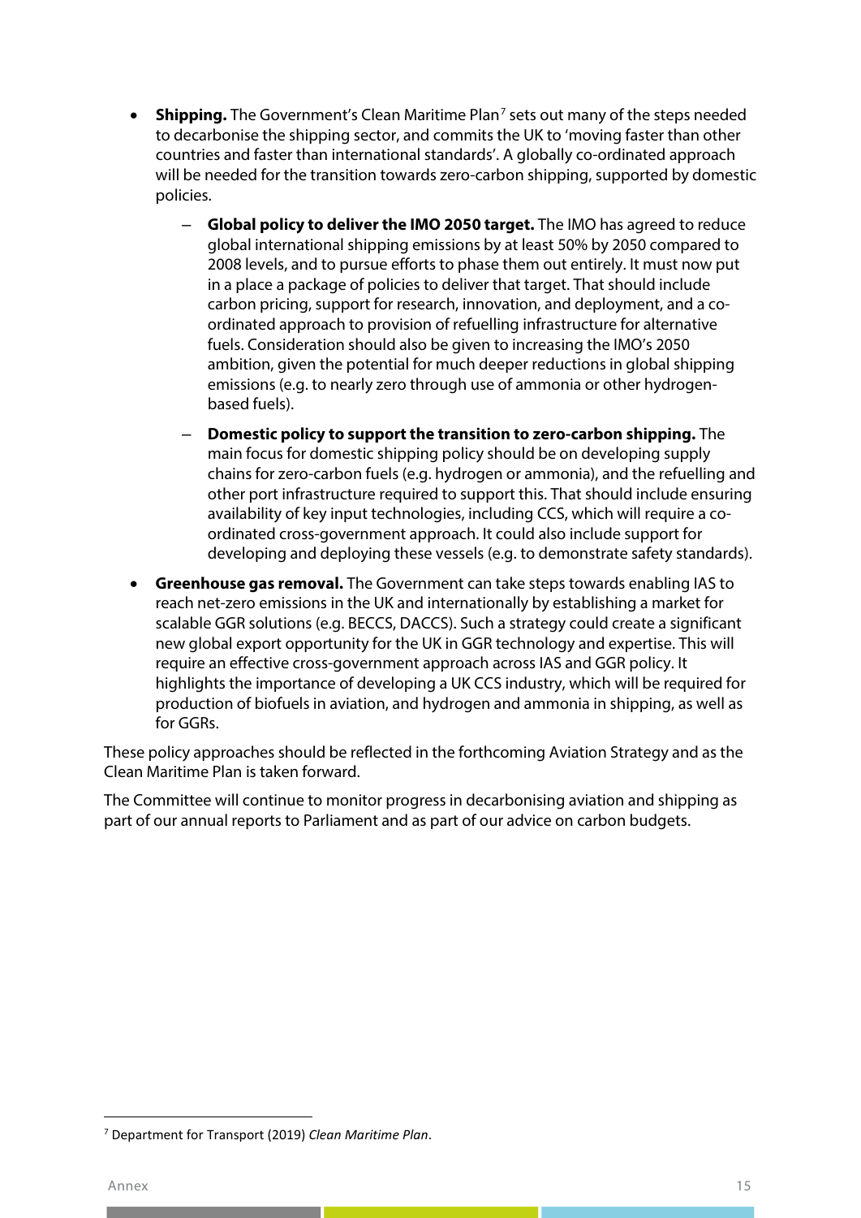- **Shipping.** The Government's Clean Maritime Plan[7] sets out many of the steps needed to decarbonise the shipping sector, and commits the UK to 'moving faster than other countries and faster than international standards'. A globally co-ordinated approach will be needed for the transition towards zero-carbon shipping, supported by domestic policies.
  - **Global policy to deliver the IMO 2050 target.** The IMO has agreed to reduce global international shipping emissions by at least 50% by 2050 compared to 2008 levels, and to pursue efforts to phase them out entirely. It must now put in a place a package of policies to deliver that target. That should include carbon pricing, support for research, innovation, and deployment, and a co-ordinated approach to provision of refuelling infrastructure for alternative fuels. Consideration should also be given to increasing the IMO's 2050 ambition, given the potential for much deeper reductions in global shipping emissions (e.g. to nearly zero through use of ammonia or other hydrogen-based fuels).
  - **Domestic policy to support the transition to zero-carbon shipping.** The main focus for domestic shipping policy should be on developing supply chains for zero-carbon fuels (e.g. hydrogen or ammonia), and the refuelling and other port infrastructure required to support this. That should include ensuring availability of key input technologies, including CCS, which will require a co-ordinated cross-government approach. It could also include support for developing and deploying these vessels (e.g. to demonstrate safety standards).
- **Greenhouse gas removal.** The Government can take steps towards enabling IAS to reach net-zero emissions in the UK and internationally by establishing a market for scalable GGR solutions (e.g. BECCS, DACCS). Such a strategy could create a significant new global export opportunity for the UK in GGR technology and expertise. This will require an effective cross-government approach across IAS and GGR policy. It highlights the importance of developing a UK CCS industry, which will be required for production of biofuels in aviation, and hydrogen and ammonia in shipping, as well as for GGRs.

These policy approaches should be reflected in the forthcoming Aviation Strategy and as the Clean Maritime Plan is taken forward.

The Committee will continue to monitor progress in decarbonising aviation and shipping as part of our annual reports to Parliament and as part of our advice on carbon budgets.

[7] Department for Transport (2019) *Clean Maritime Plan*.